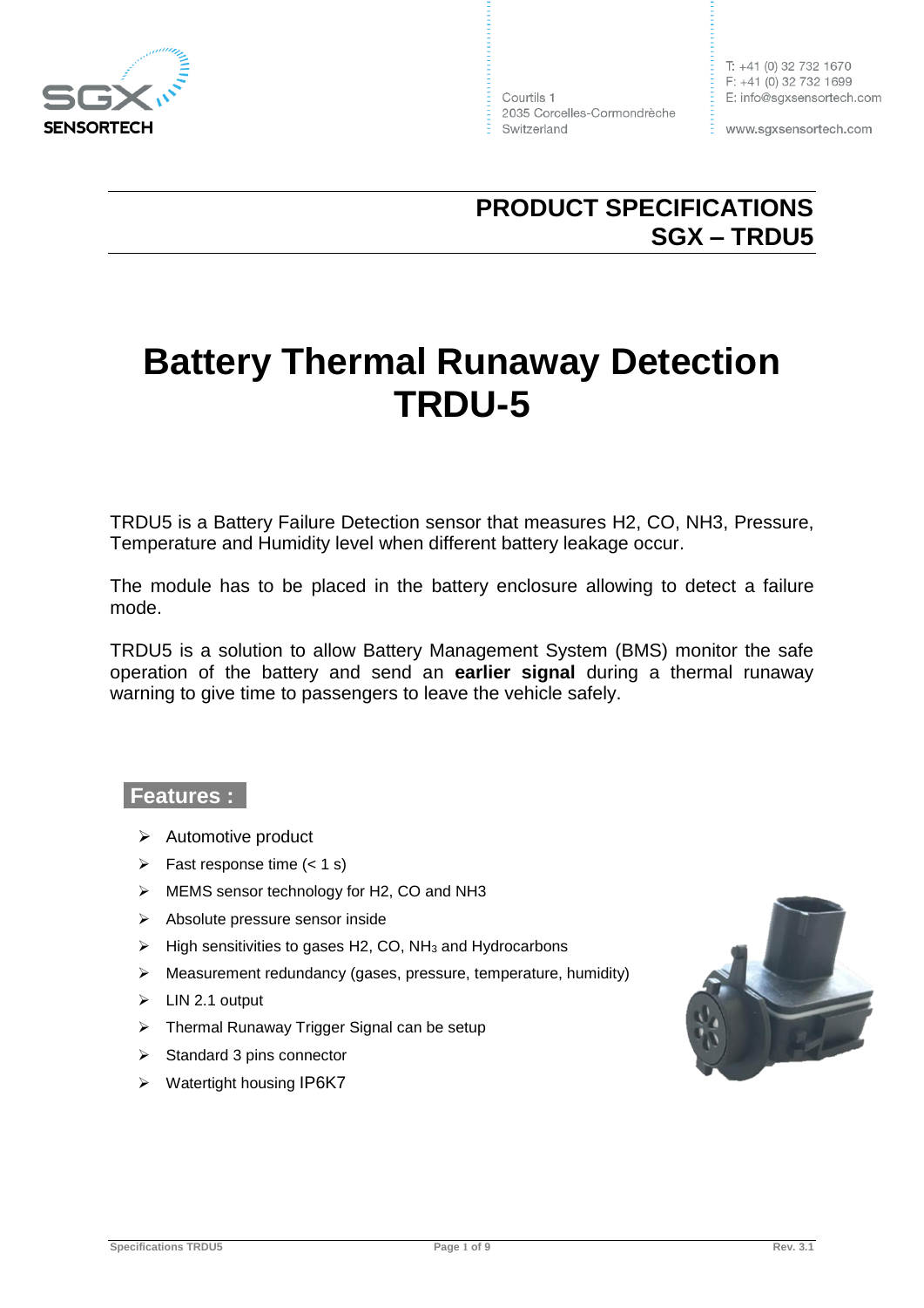SGX SENSORTECH

Courtils 1
2035 Corcelles-Cormondrèche
Switzerland

T: +41 (0) 32 732 1670
F: +41 (0) 32 732 1699
E: info@sgxsensortech.com

www.sgxsensortech.com

**PRODUCT SPECIFICATIONS**
**SGX – TRDU5**

# Battery Thermal Runaway Detection TRDU-5

TRDU5 is a Battery Failure Detection sensor that measures H2, CO, NH3, Pressure, Temperature and Humidity level when different battery leakage occur.

The module has to be placed in the battery enclosure allowing to detect a failure mode.

TRDU5 is a solution to allow Battery Management System (BMS) monitor the safe operation of the battery and send an **earlier signal** during a thermal runaway warning to give time to passengers to leave the vehicle safely.

## Features :

- Automotive product
- Fast response time (< 1 s)
- MEMS sensor technology for H2, CO and NH3
- Absolute pressure sensor inside
- High sensitivities to gases H2, CO, $NH_3$ and Hydrocarbons
- Measurement redundancy (gases, pressure, temperature, humidity)
- LIN 2.1 output
- Thermal Runaway Trigger Signal can be setup
- Standard 3 pins connector
- Watertight housing IP6K7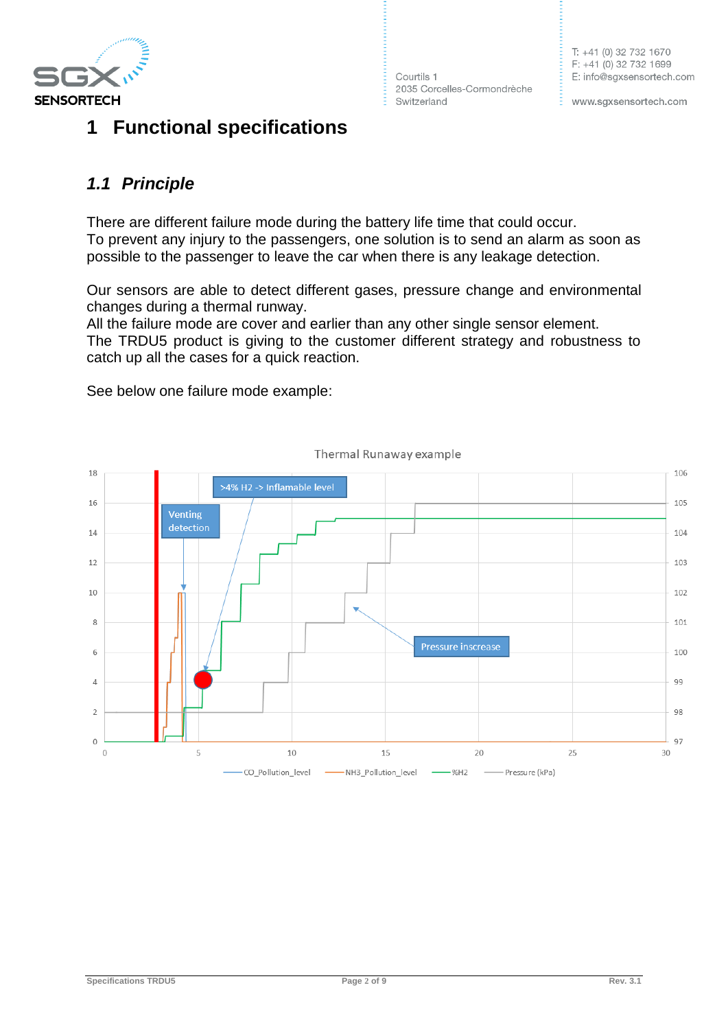# 1 Functional specifications

## *1.1 Principle*

There are different failure mode during the battery life time that could occur.
To prevent any injury to the passengers, one solution is to send an alarm as soon as possible to the passenger to leave the car when there is any leakage detection.

Our sensors are able to detect different gases, pressure change and environmental changes during a thermal runway.
All the failure mode are cover and earlier than any other single sensor element.
The TRDU5 product is giving to the customer different strategy and robustness to catch up all the cases for a quick reaction.

See below one failure mode example: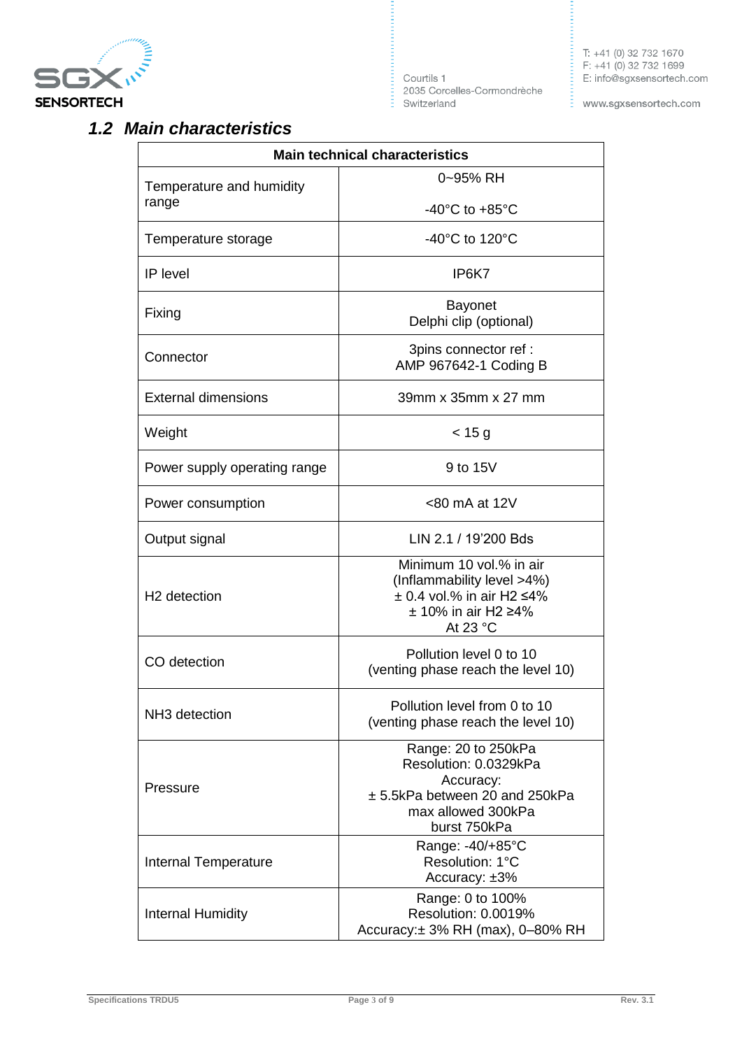## *1.2 Main characteristics*

| Main technical characteristics | |
|---|---|
| Temperature and humidity range | 0~95% RH<br><br>-40°C to +85°C |
| Temperature storage | -40°C to 120°C |
| IP level | IP6K7 |
| Fixing | Bayonet<br>Delphi clip (optional) |
| Connector | 3pins connector ref :<br>AMP 967642-1 Coding B |
| External dimensions | 39mm x 35mm x 27 mm |
| Weight | < 15 g |
| Power supply operating range | 9 to 15V |
| Power consumption | <80 mA at 12V |
| Output signal | LIN 2.1 / 19'200 Bds |
| H2 detection | Minimum 10 vol.% in air<br>(Inflammability level >4%)<br>± 0.4 vol.% in air H2 ≤4%<br>± 10% in air H2 ≥4%<br>At 23 °C |
| CO detection | Pollution level 0 to 10<br>(venting phase reach the level 10) |
| NH3 detection | Pollution level from 0 to 10<br>(venting phase reach the level 10) |
| Pressure | Range: 20 to 250kPa<br>Resolution: 0.0329kPa<br>Accuracy:<br>± 5.5kPa between 20 and 250kPa<br>max allowed 300kPa<br>burst 750kPa |
| Internal Temperature | Range: -40/+85°C<br>Resolution: 1°C<br>Accuracy: ±3% |
| Internal Humidity | Range: 0 to 100%<br>Resolution: 0.0019%<br>Accuracy:± 3% RH (max), 0–80% RH |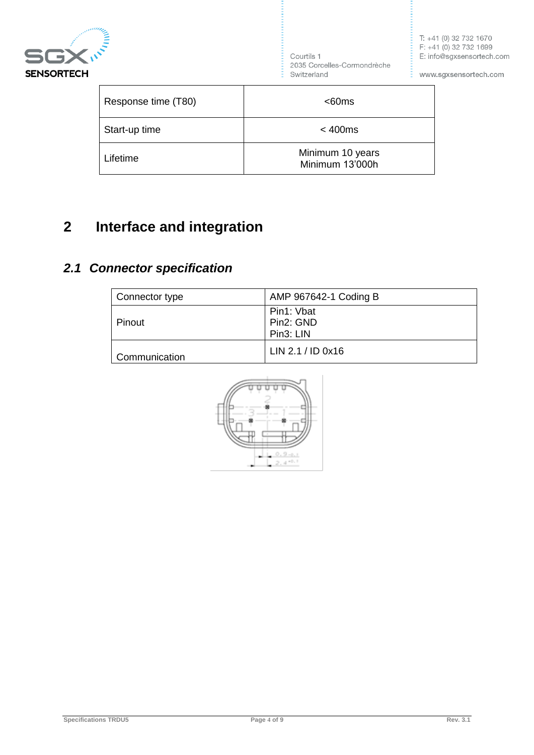| Response time (T80) | <60ms |
|---|---|
| Start-up time | < 400ms |
| Lifetime | Minimum 10 years<br>Minimum 13'000h |

# 2 Interface and integration

## *2.1 Connector specification*

| Connector type | AMP 967642-1 Coding B |
|---|---|
| Pinout | Pin1: Vbat<br>Pin2: GND<br>Pin3: LIN |
| Communication | LIN 2.1 / ID 0x16 |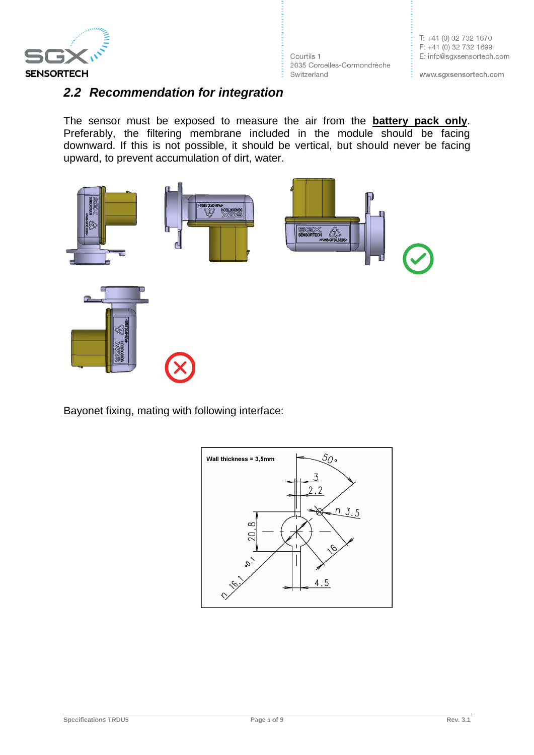## 2.2 Recommendation for integration

The sensor must be exposed to measure the air from the **battery pack only**. Preferably, the filtering membrane included in the module should be facing downward. If this is not possible, it should be vertical, but should never be facing upward, to prevent accumulation of dirt, water.

Bayonet fixing, mating with following interface:

Wall thickness = 3,5mm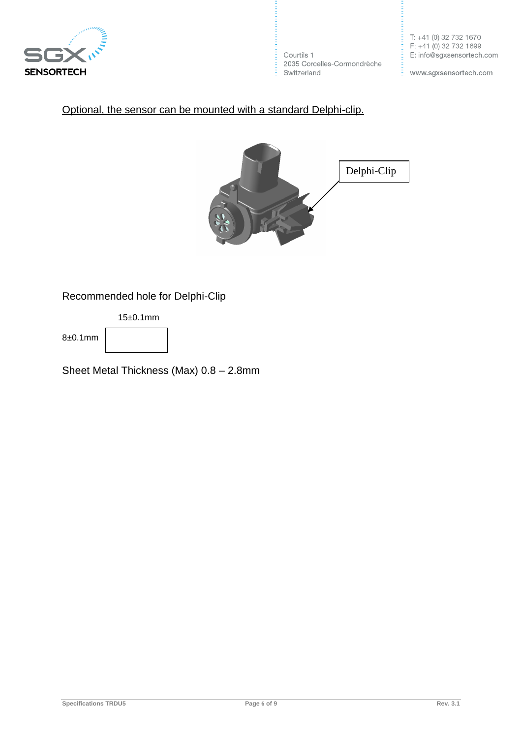<u>Optional, the sensor can be mounted with a standard Delphi-clip.</u>

Delphi-Clip

Recommended hole for Delphi-Clip

15±0.1mm

8±0.1mm

Sheet Metal Thickness (Max) 0.8 – 2.8mm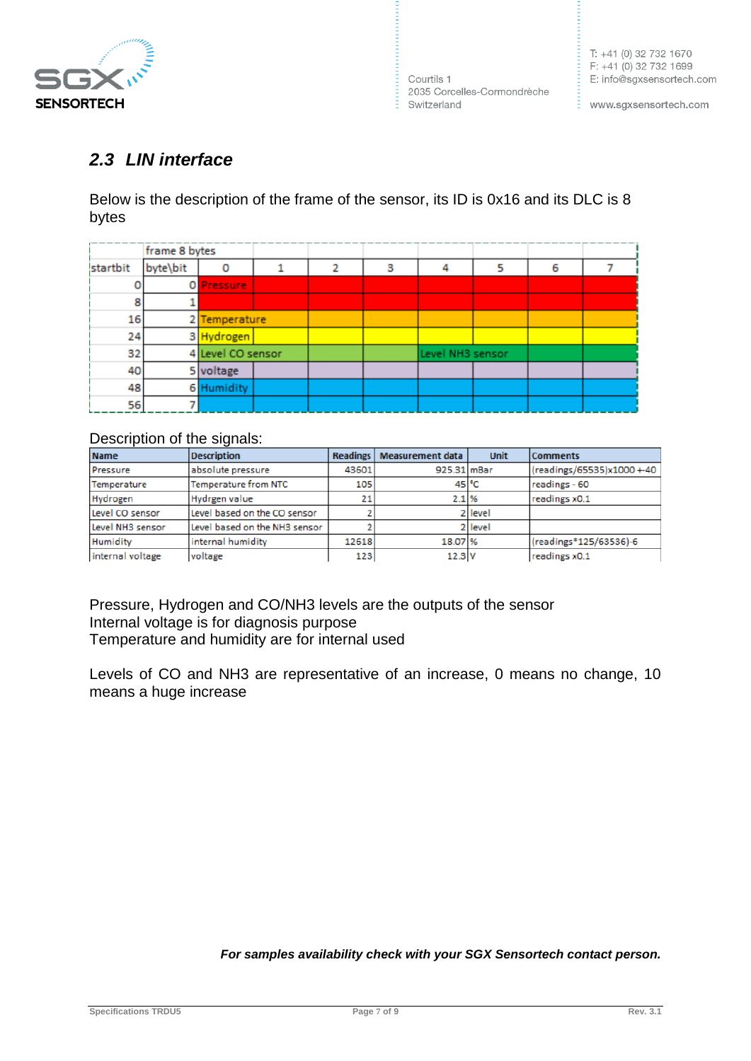## 2.3 LIN interface

Below is the description of the frame of the sensor, its ID is 0x16 and its DLC is 8 bytes

| | frame 8 bytes | | | | | | | | |
|---|---|---|---|---|---|---|---|---|---|
| startbit | byte\bit | 0 | 1 | 2 | 3 | 4 | 5 | 6 | 7 |
| 0 | 0 | Pressure | | | | | | | |
| 8 | 1 | | | | | | | | |
| 16 | 2 | Temperature | | | | | | | |
| 24 | 3 | Hydrogen | | | | | | | |
| 32 | 4 | Level CO sensor | | | | Level NH3 sensor | | | |
| 40 | 5 | voltage | | | | | | | |
| 48 | 6 | Humidity | | | | | | | |
| 56 | 7 | | | | | | | | |

Description of the signals:

| Name | Description | Readings | Measurement data | Unit | Comments |
|---|---|---|---|---|---|
| Pressure | absolute pressure | 43601 | 925.31 | mBar | (readings/65535)x1000 +-40 |
| Temperature | Temperature from NTC | 105 | 45 | °C | readings - 60 |
| Hydrogen | Hydrgen value | 21 | 2.1 | % | readings x0.1 |
| Level CO sensor | Level based on the CO sensor | 2 | 2 | level | |
| Level NH3 sensor | Level based on the NH3 sensor | 2 | 2 | level | |
| Humidity | internal humidity | 12618 | 18.07 | % | (readings*125/63536)-6 |
| internal voltage | voltage | 123 | 12.3 | V | readings x0.1 |

Pressure, Hydrogen and CO/NH3 levels are the outputs of the sensor
Internal voltage is for diagnosis purpose
Temperature and humidity are for internal used

Levels of CO and NH3 are representative of an increase, 0 means no change, 10 means a huge increase

***For samples availability check with your SGX Sensortech contact person.***